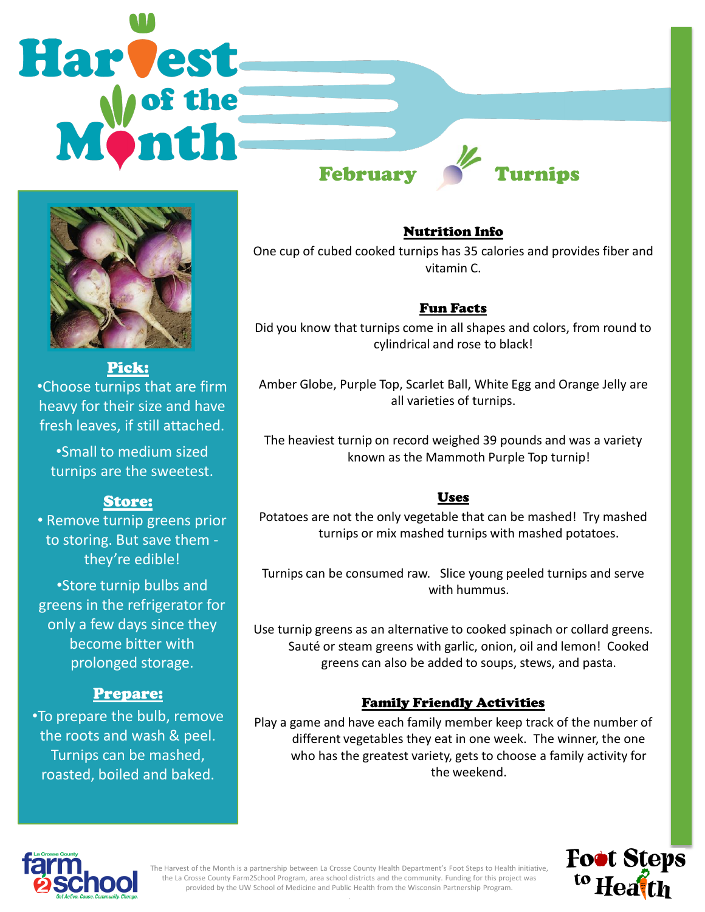# Harvest of the Month

## February — Turnips

### Pick:

- Choose turnips that are firm heavy for their size and have fresh leaves, if still attached.
- Small to medium sized turnips are the sweetest.

### Store:

- Remove turnip greens prior to storing. But save them - they're edible!
- Store turnip bulbs and greens in the refrigerator for only a few days since they become bitter with prolonged storage.

### Prepare:

- To prepare the bulb, remove the roots and wash & peel. Turnips can be mashed, roasted, boiled and baked.

### Nutrition Info

One cup of cubed cooked turnips has 35 calories and provides fiber and vitamin C.

### Fun Facts

Did you know that turnips come in all shapes and colors, from round to cylindrical and rose to black!

Amber Globe, Purple Top, Scarlet Ball, White Egg and Orange Jelly are all varieties of turnips.

The heaviest turnip on record weighed 39 pounds and was a variety known as the Mammoth Purple Top turnip!

### Uses

Potatoes are not the only vegetable that can be mashed! Try mashed turnips or mix mashed turnips with mashed potatoes.

Turnips can be consumed raw. Slice young peeled turnips and serve with hummus.

Use turnip greens as an alternative to cooked spinach or collard greens. Sauté or steam greens with garlic, onion, oil and lemon! Cooked greens can also be added to soups, stews, and pasta.

### Family Friendly Activities

Play a game and have each family member keep track of the number of different vegetables they eat in one week. The winner, the one who has the greatest variety, gets to choose a family activity for the weekend.

La Crosse County farm2school — Get Active. Cause. Community. Change.

The Harvest of the Month is a partnership between La Crosse County Health Department's Foot Steps to Health initiative, the La Crosse County Farm2School Program, area school districts and the community. Funding for this project was provided by the UW School of Medicine and Public Health from the Wisconsin Partnership Program.

Foot Steps to Health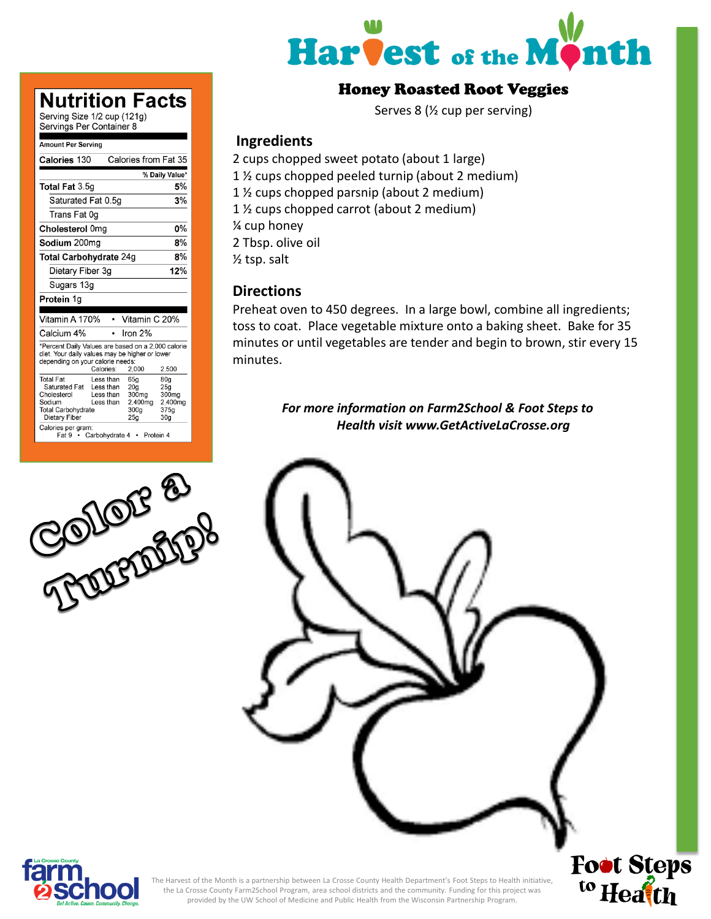# Harvest of the Month

## Honey Roasted Root Veggies

Serves 8 (½ cup per serving)

### Ingredients

2 cups chopped sweet potato (about 1 large)
1 ½ cups chopped peeled turnip (about 2 medium)
1 ½ cups chopped parsnip (about 2 medium)
1 ½ cups chopped carrot (about 2 medium)
¼ cup honey
2 Tbsp. olive oil
½ tsp. salt

### Directions

Preheat oven to 450 degrees. In a large bowl, combine all ingredients; toss to coat. Place vegetable mixture onto a baking sheet. Bake for 35 minutes or until vegetables are tender and begin to brown, stir every 15 minutes.

***For more information on Farm2School & Foot Steps to Health visit www.GetActiveLaCrosse.org***

## Nutrition Facts

Serving Size 1/2 cup (121g)
Servings Per Container 8

**Amount Per Serving**

| | |
|---|---|
| **Calories** 130 | Calories from Fat 35 |
| | **% Daily Value*** |
| **Total Fat** 3.5g | **5%** |
| Saturated Fat 0.5g | **3%** |
| Trans Fat 0g | |
| **Cholesterol** 0mg | **0%** |
| **Sodium** 200mg | **8%** |
| **Total Carbohydrate** 24g | **8%** |
| Dietary Fiber 3g | **12%** |
| Sugars 13g | |
| **Protein** 1g | |

Vitamin A 170% • Vitamin C 20%
Calcium 4% • Iron 2%

*Percent Daily Values are based on a 2,000 calorie diet. Your daily values may be higher or lower depending on your calorie needs:

| | Calories: | 2,000 | 2,500 |
|---|---|---|---|
| Total Fat | Less than | 65g | 80g |
| Saturated Fat | Less than | 20g | 25g |
| Cholesterol | Less than | 300mg | 300mg |
| Sodium | Less than | 2,400mg | 2,400mg |
| Total Carbohydrate | | 300g | 375g |
| Dietary Fiber | | 25g | 30g |

Calories per gram:
Fat 9 • Carbohydrate 4 • Protein 4

## Color a Turnip!

La Crosse County farm 2 school — Get Active. Cause. Community. Change.

The Harvest of the Month is a partnership between La Crosse County Health Department's Foot Steps to Health initiative, the La Crosse County Farm2School Program, area school districts and the community. Funding for this project was provided by the UW School of Medicine and Public Health from the Wisconsin Partnership Program.

Foot Steps to Health